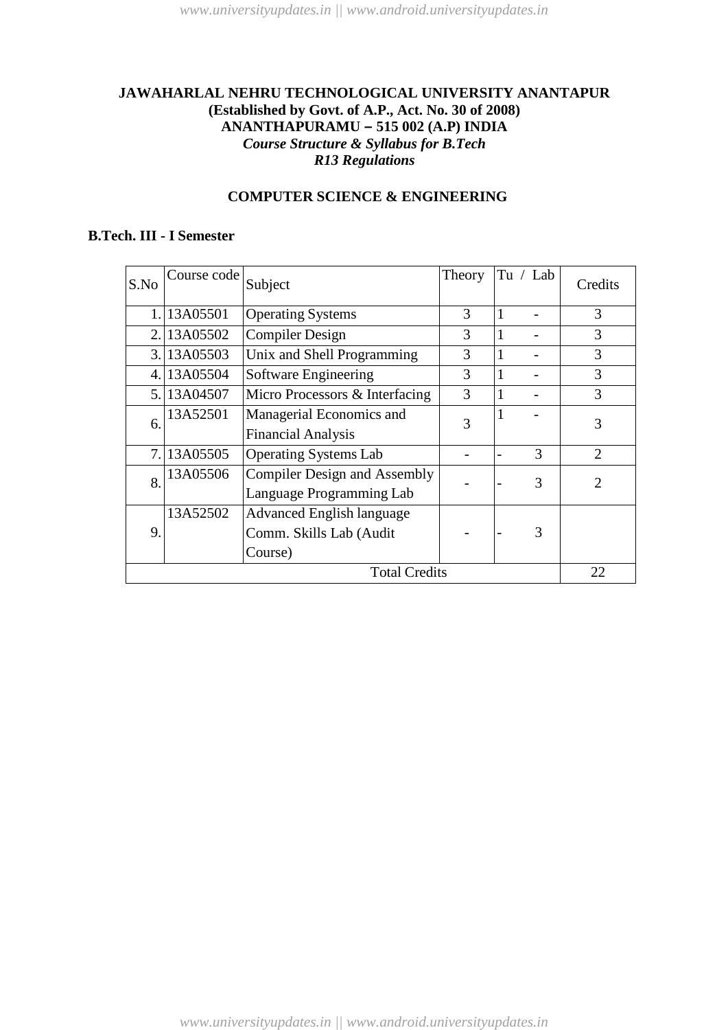**JAWAHARLAL NEHRU TECHNOLOGICAL UNIVERSITY ANANTAPUR**
**(Established by Govt. of A.P., Act. No. 30 of 2008)**
**ANANTHAPURAMU – 515 002 (A.P) INDIA**
***Course Structure & Syllabus for B.Tech***
***R13 Regulations***

## COMPUTER SCIENCE & ENGINEERING

### B.Tech. III - I Semester

| S.No | Course code | Subject | Theory | Tu | Lab | Credits |
|---|---|---|---|---|---|---|
| 1. | 13A05501 | Operating Systems | 3 | 1 | - | 3 |
| 2. | 13A05502 | Compiler Design | 3 | 1 | - | 3 |
| 3. | 13A05503 | Unix and Shell Programming | 3 | 1 | - | 3 |
| 4. | 13A05504 | Software Engineering | 3 | 1 | - | 3 |
| 5. | 13A04507 | Micro Processors & Interfacing | 3 | 1 | - | 3 |
| 6. | 13A52501 | Managerial Economics and Financial Analysis | 3 | 1 | - | 3 |
| 7. | 13A05505 | Operating Systems Lab | - | - | 3 | 2 |
| 8. | 13A05506 | Compiler Design and Assembly Language Programming Lab | - | - | 3 | 2 |
| 9. | 13A52502 | Advanced English language Comm. Skills Lab (Audit Course) | - | - | 3 | |
| | | Total Credits | | | | 22 |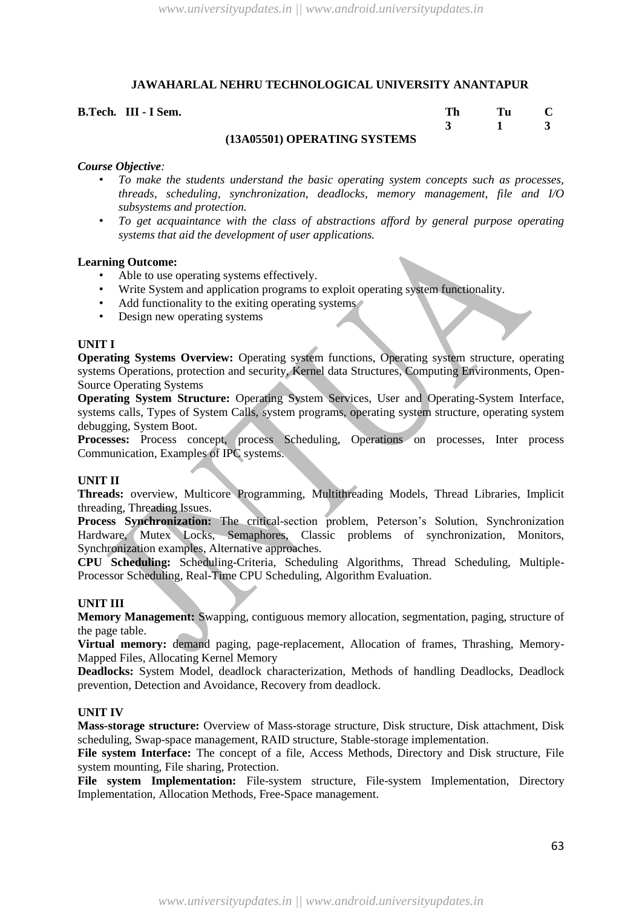# JAWAHARLAL NEHRU TECHNOLOGICAL UNIVERSITY ANANTAPUR

| **B.Tech. III - I Sem.** | **Th** | **Tu** | **C** |
|---|---|---|---|
| | **3** | **1** | **3** |

## (13A05501) OPERATING SYSTEMS

***Course Objective:***

- *To make the students understand the basic operating system concepts such as processes, threads, scheduling, synchronization, deadlocks, memory management, file and I/O subsystems and protection.*
- *To get acquaintance with the class of abstractions afford by general purpose operating systems that aid the development of user applications.*

**Learning Outcome:**

- Able to use operating systems effectively.
- Write System and application programs to exploit operating system functionality.
- Add functionality to the exiting operating systems
- Design new operating systems

### UNIT I

**Operating Systems Overview:** Operating system functions, Operating system structure, operating systems Operations, protection and security, Kernel data Structures, Computing Environments, Open-Source Operating Systems

**Operating System Structure:** Operating System Services, User and Operating-System Interface, systems calls, Types of System Calls, system programs, operating system structure, operating system debugging, System Boot.

**Processes:** Process concept, process Scheduling, Operations on processes, Inter process Communication, Examples of IPC systems.

### UNIT II

**Threads:** overview, Multicore Programming, Multithreading Models, Thread Libraries, Implicit threading, Threading Issues.

**Process Synchronization:** The critical-section problem, Peterson's Solution, Synchronization Hardware, Mutex Locks, Semaphores, Classic problems of synchronization, Monitors, Synchronization examples, Alternative approaches.

**CPU Scheduling:** Scheduling-Criteria, Scheduling Algorithms, Thread Scheduling, Multiple-Processor Scheduling, Real-Time CPU Scheduling, Algorithm Evaluation.

### UNIT III

**Memory Management:** Swapping, contiguous memory allocation, segmentation, paging, structure of the page table.

**Virtual memory:** demand paging, page-replacement, Allocation of frames, Thrashing, Memory-Mapped Files, Allocating Kernel Memory

**Deadlocks:** System Model, deadlock characterization, Methods of handling Deadlocks, Deadlock prevention, Detection and Avoidance, Recovery from deadlock.

### UNIT IV

**Mass-storage structure:** Overview of Mass-storage structure, Disk structure, Disk attachment, Disk scheduling, Swap-space management, RAID structure, Stable-storage implementation.

**File system Interface:** The concept of a file, Access Methods, Directory and Disk structure, File system mounting, File sharing, Protection.

**File system Implementation:** File-system structure, File-system Implementation, Directory Implementation, Allocation Methods, Free-Space management.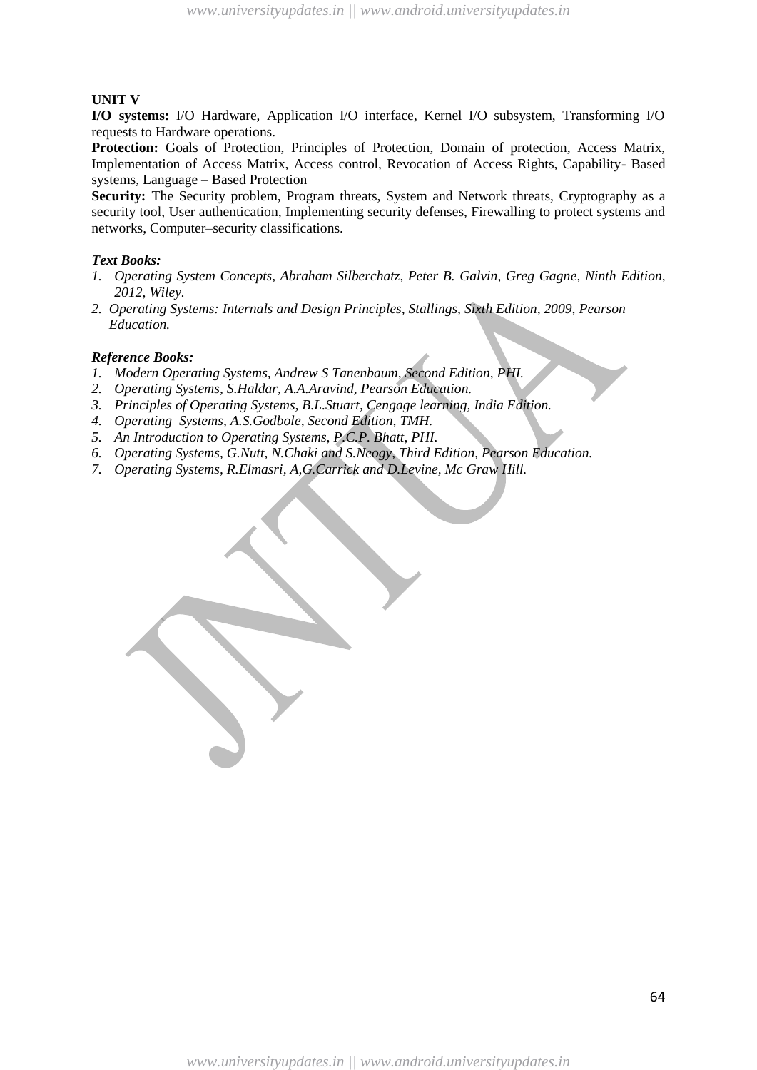**UNIT V**

**I/O systems:** I/O Hardware, Application I/O interface, Kernel I/O subsystem, Transforming I/O requests to Hardware operations.

**Protection:** Goals of Protection, Principles of Protection, Domain of protection, Access Matrix, Implementation of Access Matrix, Access control, Revocation of Access Rights, Capability- Based systems, Language – Based Protection

**Security:** The Security problem, Program threats, System and Network threats, Cryptography as a security tool, User authentication, Implementing security defenses, Firewalling to protect systems and networks, Computer–security classifications.

***Text Books:***

1. *Operating System Concepts, Abraham Silberchatz, Peter B. Galvin, Greg Gagne, Ninth Edition, 2012, Wiley.*
2. *Operating Systems: Internals and Design Principles, Stallings, Sixth Edition, 2009, Pearson Education.*

***Reference Books:***

1. *Modern Operating Systems, Andrew S Tanenbaum, Second Edition, PHI.*
2. *Operating Systems, S.Haldar, A.A.Aravind, Pearson Education.*
3. *Principles of Operating Systems, B.L.Stuart, Cengage learning, India Edition.*
4. *Operating Systems, A.S.Godbole, Second Edition, TMH.*
5. *An Introduction to Operating Systems, P.C.P. Bhatt, PHI.*
6. *Operating Systems, G.Nutt, N.Chaki and S.Neogy, Third Edition, Pearson Education.*
7. *Operating Systems, R.Elmasri, A,G.Carrick and D.Levine, Mc Graw Hill.*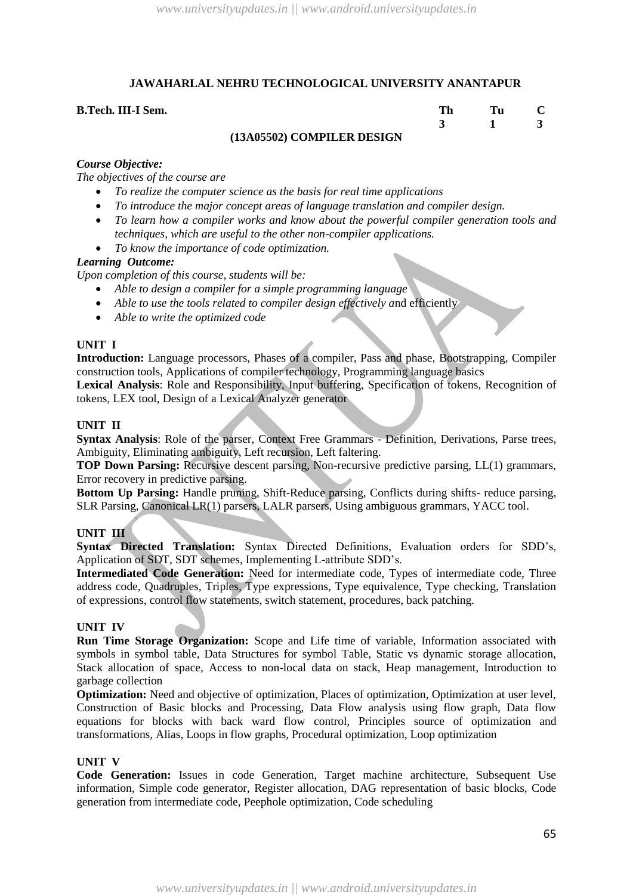## JAWAHARLAL NEHRU TECHNOLOGICAL UNIVERSITY ANANTAPUR

| **B.Tech. III-I Sem.** | **Th** | **Tu** | **C** |
| --- | --- | --- | --- |
| | **3** | **1** | **3** |

### (13A05502) COMPILER DESIGN

***Course Objective:***

*The objectives of the course are*

- *To realize the computer science as the basis for real time applications*
- *To introduce the major concept areas of language translation and compiler design.*
- *To learn how a compiler works and know about the powerful compiler generation tools and techniques, which are useful to the other non-compiler applications.*
- *To know the importance of code optimization.*

***Learning Outcome:***

*Upon completion of this course, students will be:*

- *Able to design a compiler for a simple programming language*
- *Able to use the tools related to compiler design effectively* and efficiently
- *Able to write the optimized code*

**UNIT I**

**Introduction:** Language processors, Phases of a compiler, Pass and phase, Bootstrapping, Compiler construction tools, Applications of compiler technology, Programming language basics

**Lexical Analysis**: Role and Responsibility, Input buffering, Specification of tokens, Recognition of tokens, LEX tool, Design of a Lexical Analyzer generator

**UNIT II**

**Syntax Analysis**: Role of the parser, Context Free Grammars - Definition, Derivations, Parse trees, Ambiguity, Eliminating ambiguity, Left recursion, Left faltering.

**TOP Down Parsing:** Recursive descent parsing, Non-recursive predictive parsing, LL(1) grammars, Error recovery in predictive parsing.

**Bottom Up Parsing:** Handle pruning, Shift-Reduce parsing, Conflicts during shifts- reduce parsing, SLR Parsing, Canonical LR(1) parsers, LALR parsers, Using ambiguous grammars, YACC tool.

**UNIT III**

**Syntax Directed Translation:** Syntax Directed Definitions, Evaluation orders for SDD's, Application of SDT, SDT schemes, Implementing L-attribute SDD's.

**Intermediated Code Generation:** Need for intermediate code, Types of intermediate code, Three address code, Quadruples, Triples, Type expressions, Type equivalence, Type checking, Translation of expressions, control flow statements, switch statement, procedures, back patching.

**UNIT IV**

**Run Time Storage Organization:** Scope and Life time of variable, Information associated with symbols in symbol table, Data Structures for symbol Table, Static vs dynamic storage allocation, Stack allocation of space, Access to non-local data on stack, Heap management, Introduction to garbage collection

**Optimization:** Need and objective of optimization, Places of optimization, Optimization at user level, Construction of Basic blocks and Processing, Data Flow analysis using flow graph, Data flow equations for blocks with back ward flow control, Principles source of optimization and transformations, Alias, Loops in flow graphs, Procedural optimization, Loop optimization

**UNIT V**

**Code Generation:** Issues in code Generation, Target machine architecture, Subsequent Use information, Simple code generator, Register allocation, DAG representation of basic blocks, Code generation from intermediate code, Peephole optimization, Code scheduling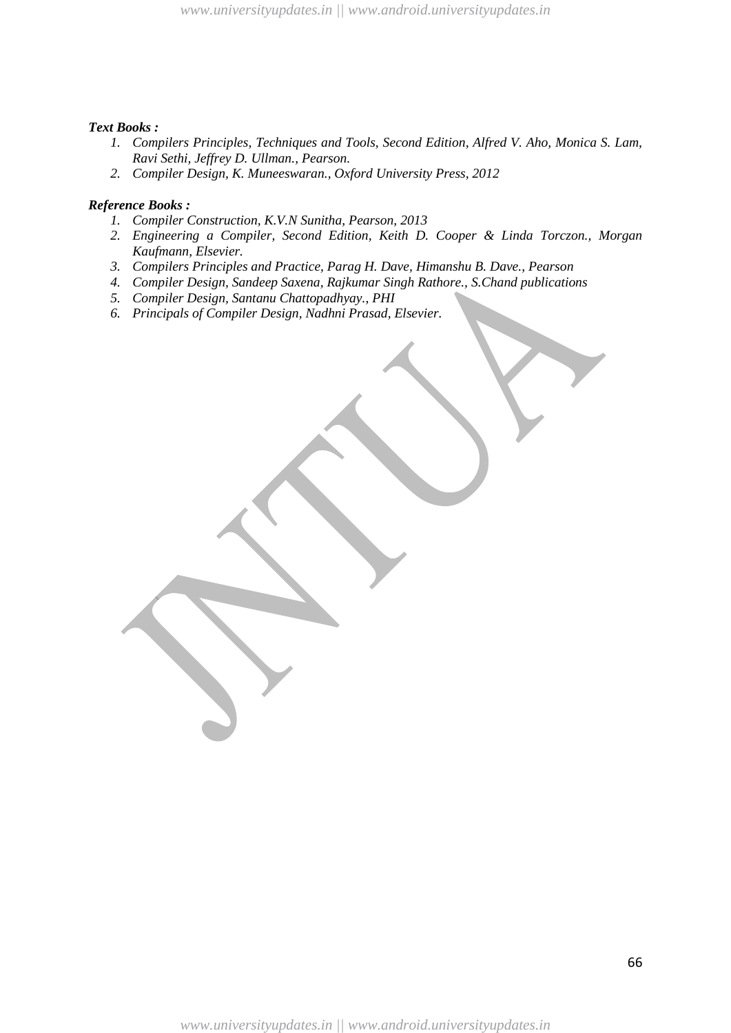***Text Books :***

1. *Compilers Principles, Techniques and Tools, Second Edition, Alfred V. Aho, Monica S. Lam, Ravi Sethi, Jeffrey D. Ullman., Pearson.*
2. *Compiler Design, K. Muneeswaran., Oxford University Press, 2012*

***Reference Books :***

1. *Compiler Construction, K.V.N Sunitha, Pearson, 2013*
2. *Engineering a Compiler, Second Edition, Keith D. Cooper & Linda Torczon., Morgan Kaufmann, Elsevier.*
3. *Compilers Principles and Practice, Parag H. Dave, Himanshu B. Dave., Pearson*
4. *Compiler Design, Sandeep Saxena, Rajkumar Singh Rathore., S.Chand publications*
5. *Compiler Design, Santanu Chattopadhyay., PHI*
6. *Principals of Compiler Design, Nadhni Prasad, Elsevier.*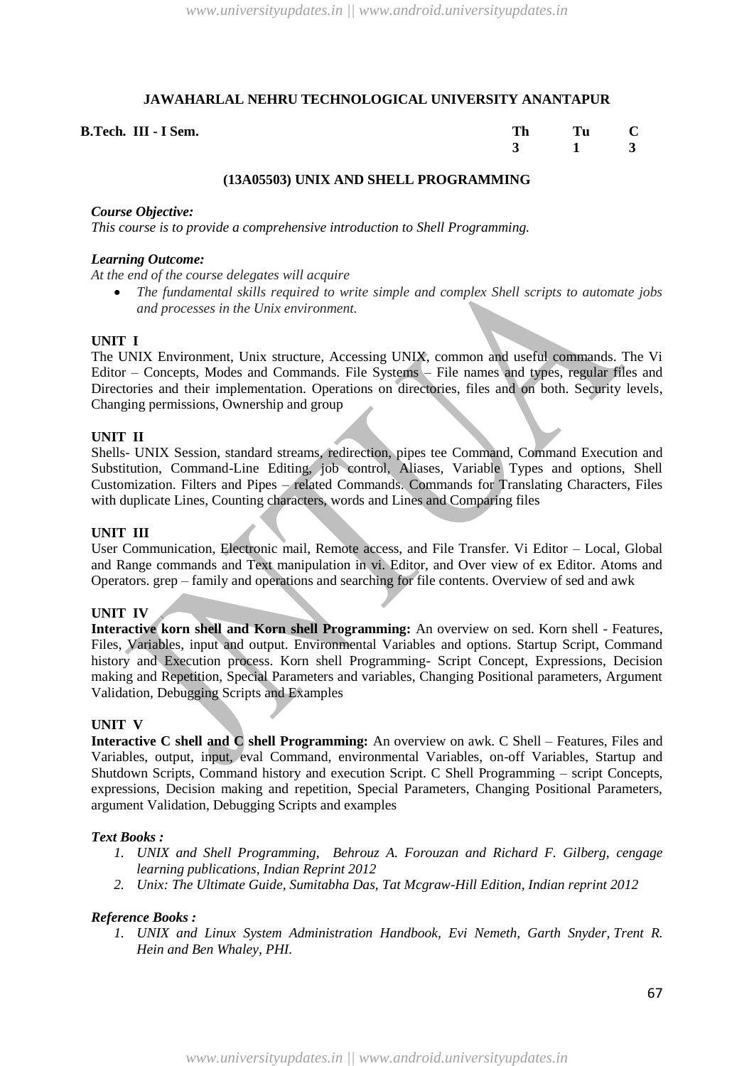**JAWAHARLAL NEHRU TECHNOLOGICAL UNIVERSITY ANANTAPUR**

| B.Tech. III - I Sem. | Th | Tu | C |
|---|---|---|---|
| | 3 | 1 | 3 |

**(13A05503) UNIX AND SHELL PROGRAMMING**

***Course Objective:***

*This course is to provide a comprehensive introduction to Shell Programming.*

***Learning Outcome:***

*At the end of the course delegates will acquire*

- *The fundamental skills required to write simple and complex Shell scripts to automate jobs and processes in the Unix environment.*

**UNIT I**

The UNIX Environment, Unix structure, Accessing UNIX, common and useful commands. The Vi Editor – Concepts, Modes and Commands. File Systems – File names and types, regular files and Directories and their implementation. Operations on directories, files and on both. Security levels, Changing permissions, Ownership and group

**UNIT II**

Shells- UNIX Session, standard streams, redirection, pipes tee Command, Command Execution and Substitution, Command-Line Editing, job control, Aliases, Variable Types and options, Shell Customization. Filters and Pipes – related Commands. Commands for Translating Characters, Files with duplicate Lines, Counting characters, words and Lines and Comparing files

**UNIT III**

User Communication, Electronic mail, Remote access, and File Transfer. Vi Editor – Local, Global and Range commands and Text manipulation in vi. Editor, and Over view of ex Editor. Atoms and Operators. grep – family and operations and searching for file contents. Overview of sed and awk

**UNIT IV**

**Interactive korn shell and Korn shell Programming:** An overview on sed. Korn shell - Features, Files, Variables, input and output. Environmental Variables and options. Startup Script, Command history and Execution process. Korn shell Programming- Script Concept, Expressions, Decision making and Repetition, Special Parameters and variables, Changing Positional parameters, Argument Validation, Debugging Scripts and Examples

**UNIT V**

**Interactive C shell and C shell Programming:** An overview on awk. C Shell – Features, Files and Variables, output, input, eval Command, environmental Variables, on-off Variables, Startup and Shutdown Scripts, Command history and execution Script. C Shell Programming – script Concepts, expressions, Decision making and repetition, Special Parameters, Changing Positional Parameters, argument Validation, Debugging Scripts and examples

***Text Books :***

1. *UNIX and Shell Programming, Behrouz A. Forouzan and Richard F. Gilberg, cengage learning publications, Indian Reprint 2012*
2. *Unix: The Ultimate Guide, Sumitabha Das, Tat Mcgraw-Hill Edition, Indian reprint 2012*

***Reference Books :***

1. *UNIX and Linux System Administration Handbook, Evi Nemeth, Garth Snyder, Trent R. Hein and Ben Whaley, PHI.*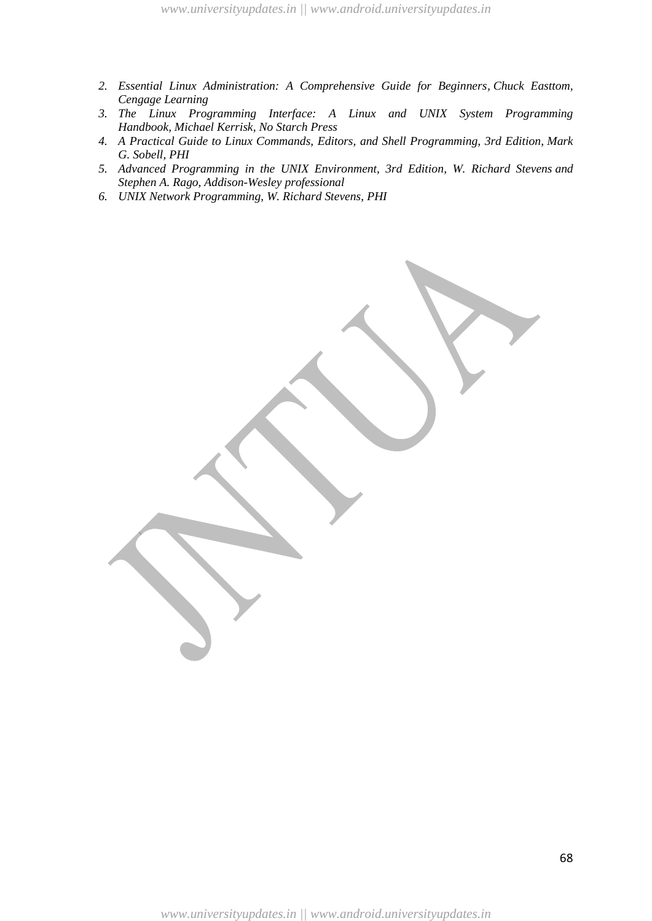2. *Essential Linux Administration: A Comprehensive Guide for Beginners, Chuck Easttom, Cengage Learning*
3. *The Linux Programming Interface: A Linux and UNIX System Programming Handbook, Michael Kerrisk, No Starch Press*
4. *A Practical Guide to Linux Commands, Editors, and Shell Programming, 3rd Edition, Mark G. Sobell, PHI*
5. *Advanced Programming in the UNIX Environment, 3rd Edition, W. Richard Stevens and Stephen A. Rago, Addison-Wesley professional*
6. *UNIX Network Programming, W. Richard Stevens, PHI*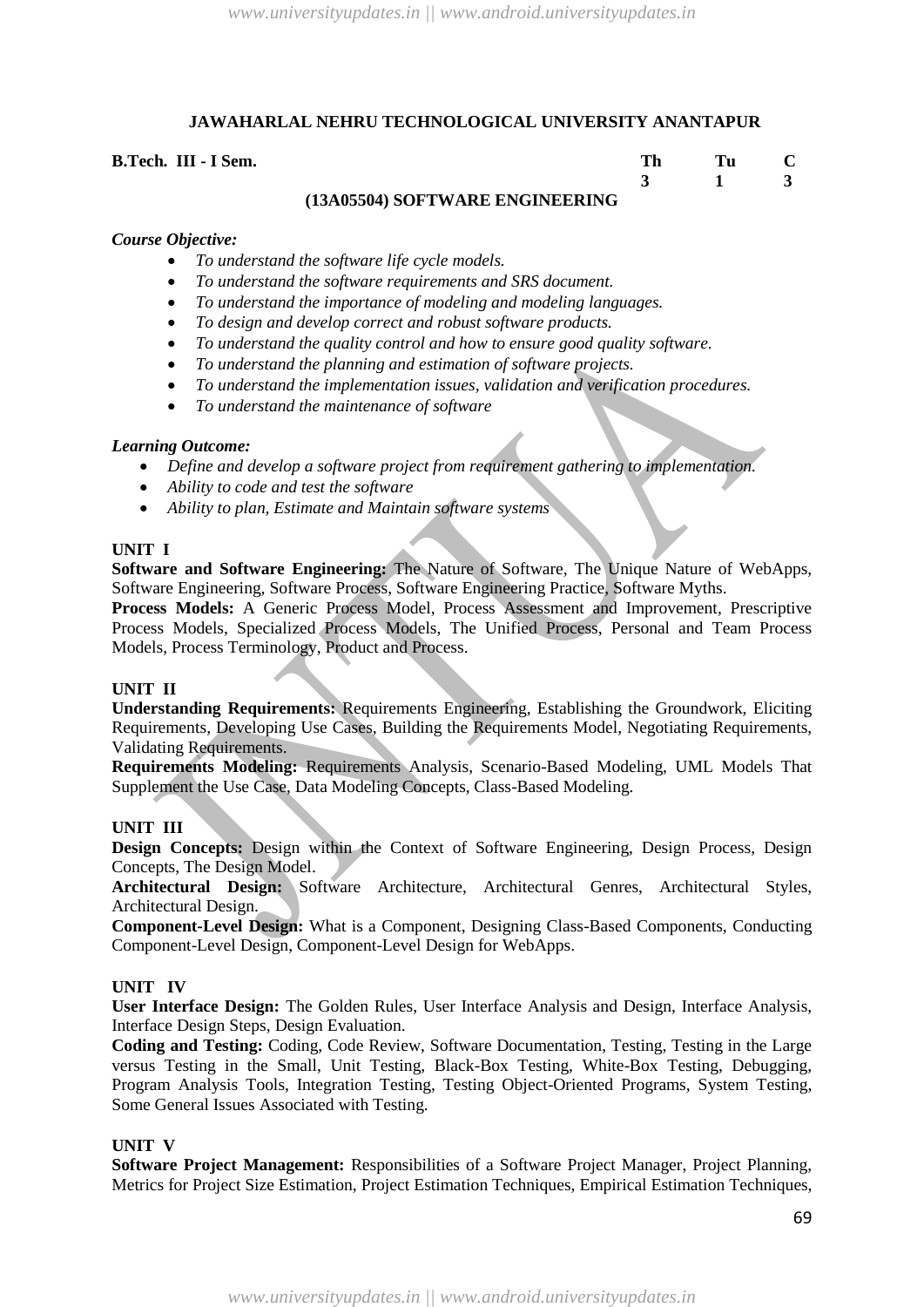**JAWAHARLAL NEHRU TECHNOLOGICAL UNIVERSITY ANANTAPUR**

| **B.Tech. III - I Sem.** | **Th** | **Tu** | **C** |
|---|---|---|---|
| | **3** | **1** | **3** |

## (13A05504) SOFTWARE ENGINEERING

***Course Objective:***

- *To understand the software life cycle models.*
- *To understand the software requirements and SRS document.*
- *To understand the importance of modeling and modeling languages.*
- *To design and develop correct and robust software products.*
- *To understand the quality control and how to ensure good quality software.*
- *To understand the planning and estimation of software projects.*
- *To understand the implementation issues, validation and verification procedures.*
- *To understand the maintenance of software*

***Learning Outcome:***

- *Define and develop a software project from requirement gathering to implementation.*
- *Ability to code and test the software*
- *Ability to plan, Estimate and Maintain software systems*

### UNIT I

**Software and Software Engineering:** The Nature of Software, The Unique Nature of WebApps, Software Engineering, Software Process, Software Engineering Practice, Software Myths.

**Process Models:** A Generic Process Model, Process Assessment and Improvement, Prescriptive Process Models, Specialized Process Models, The Unified Process, Personal and Team Process Models, Process Terminology, Product and Process.

### UNIT II

**Understanding Requirements:** Requirements Engineering, Establishing the Groundwork, Eliciting Requirements, Developing Use Cases, Building the Requirements Model, Negotiating Requirements, Validating Requirements.

**Requirements Modeling:** Requirements Analysis, Scenario-Based Modeling, UML Models That Supplement the Use Case, Data Modeling Concepts, Class-Based Modeling.

### UNIT III

**Design Concepts:** Design within the Context of Software Engineering, Design Process, Design Concepts, The Design Model.

**Architectural Design:** Software Architecture, Architectural Genres, Architectural Styles, Architectural Design.

**Component-Level Design:** What is a Component, Designing Class-Based Components, Conducting Component-Level Design, Component-Level Design for WebApps.

### UNIT IV

**User Interface Design:** The Golden Rules, User Interface Analysis and Design, Interface Analysis, Interface Design Steps, Design Evaluation.

**Coding and Testing:** Coding, Code Review, Software Documentation, Testing, Testing in the Large versus Testing in the Small, Unit Testing, Black-Box Testing, White-Box Testing, Debugging, Program Analysis Tools, Integration Testing, Testing Object-Oriented Programs, System Testing, Some General Issues Associated with Testing.

### UNIT V

**Software Project Management:** Responsibilities of a Software Project Manager, Project Planning, Metrics for Project Size Estimation, Project Estimation Techniques, Empirical Estimation Techniques,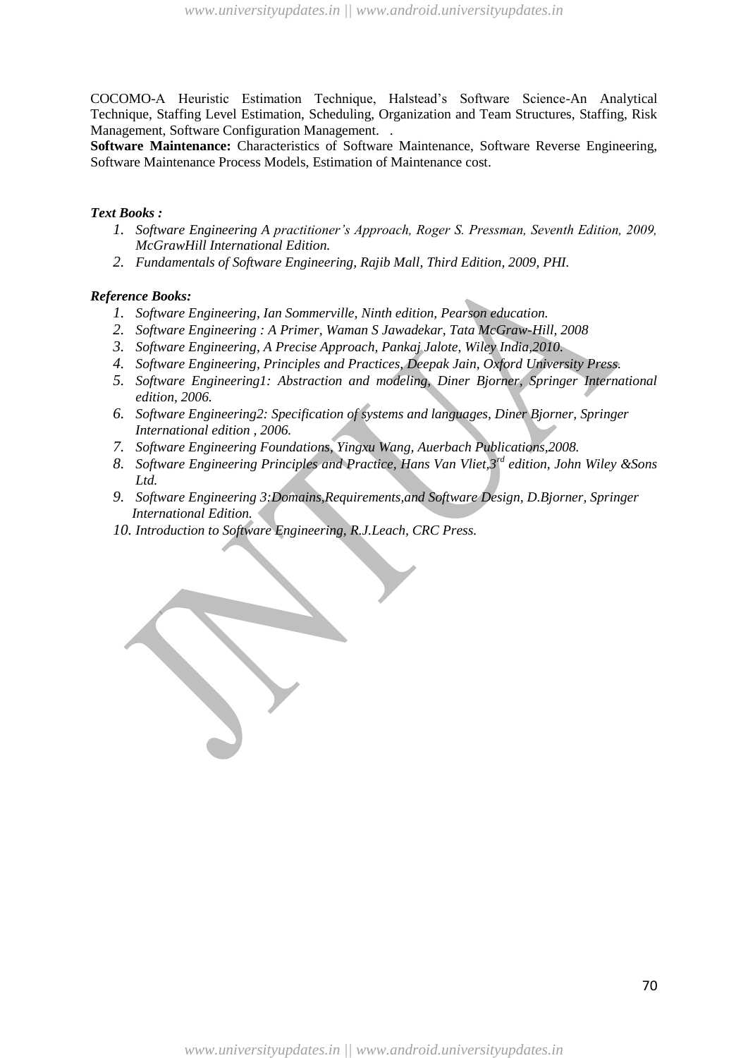COCOMO-A Heuristic Estimation Technique, Halstead's Software Science-An Analytical Technique, Staffing Level Estimation, Scheduling, Organization and Team Structures, Staffing, Risk Management, Software Configuration Management. .

**Software Maintenance:** Characteristics of Software Maintenance, Software Reverse Engineering, Software Maintenance Process Models, Estimation of Maintenance cost.

***Text Books :***

1. *Software Engineering A practitioner's Approach, Roger S. Pressman, Seventh Edition, 2009, McGrawHill International Edition.*
2. *Fundamentals of Software Engineering, Rajib Mall, Third Edition, 2009, PHI.*

***Reference Books:***

1. *Software Engineering, Ian Sommerville, Ninth edition, Pearson education.*
2. *Software Engineering : A Primer, Waman S Jawadekar, Tata McGraw-Hill, 2008*
3. *Software Engineering, A Precise Approach, Pankaj Jalote, Wiley India,2010.*
4. *Software Engineering, Principles and Practices, Deepak Jain, Oxford University Press.*
5. *Software Engineering1: Abstraction and modeling, Diner Bjorner, Springer International edition, 2006.*
6. *Software Engineering2: Specification of systems and languages, Diner Bjorner, Springer International edition , 2006.*
7. *Software Engineering Foundations, Yingxu Wang, Auerbach Publications,2008.*
8. *Software Engineering Principles and Practice, Hans Van Vliet,3rd edition, John Wiley &Sons Ltd.*
9. *Software Engineering 3:Domains,Requirements,and Software Design, D.Bjorner, Springer International Edition.*
10. *Introduction to Software Engineering, R.J.Leach, CRC Press.*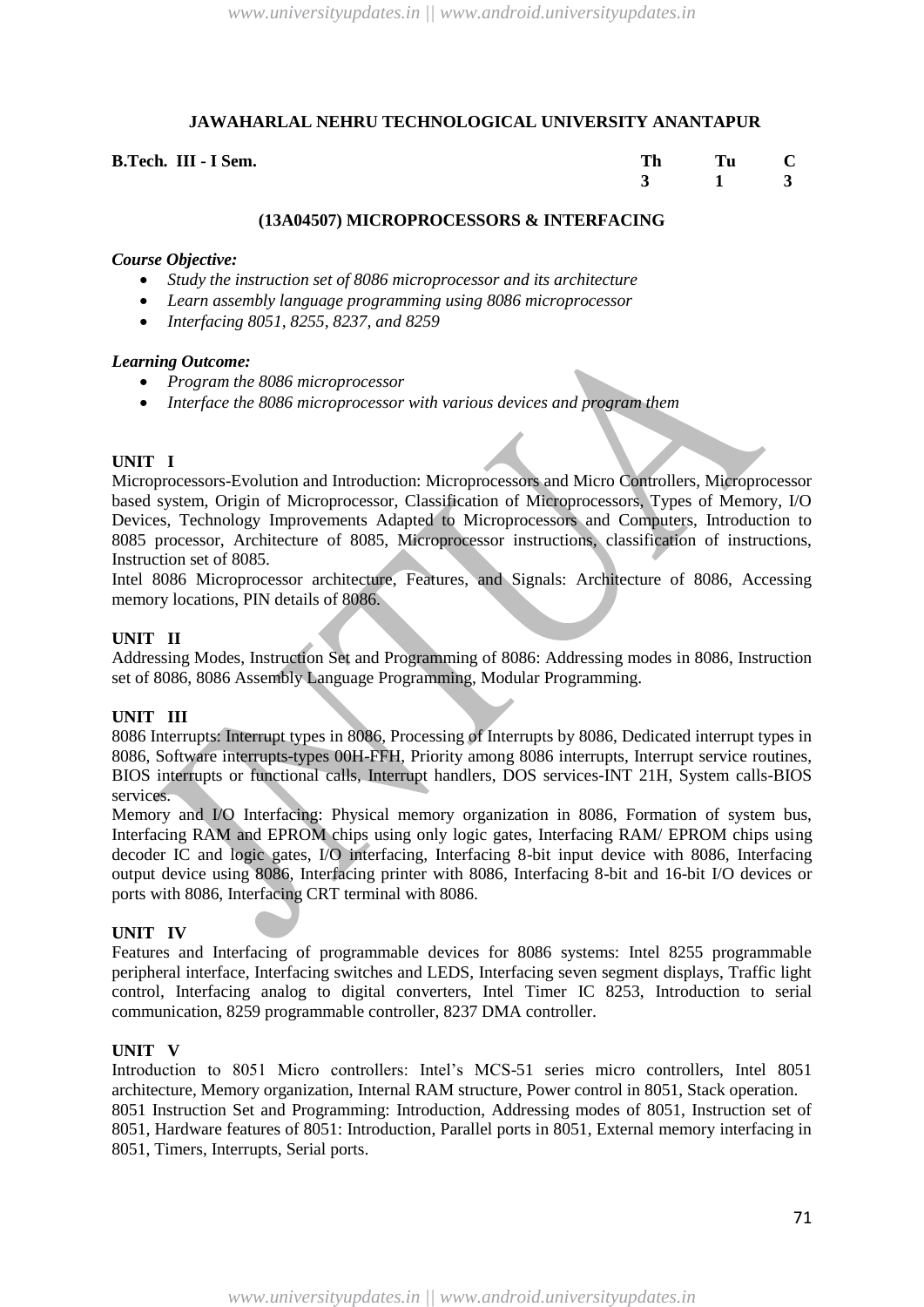## JAWAHARLAL NEHRU TECHNOLOGICAL UNIVERSITY ANANTAPUR

| **B.Tech. III - I Sem.** | **Th** | **Tu** | **C** |
|---|---|---|---|
| | **3** | **1** | **3** |

### (13A04507) MICROPROCESSORS & INTERFACING

***Course Objective:***

- *Study the instruction set of 8086 microprocessor and its architecture*
- *Learn assembly language programming using 8086 microprocessor*
- *Interfacing 8051, 8255, 8237, and 8259*

***Learning Outcome:***

- *Program the 8086 microprocessor*
- *Interface the 8086 microprocessor with various devices and program them*

**UNIT I**

Microprocessors-Evolution and Introduction: Microprocessors and Micro Controllers, Microprocessor based system, Origin of Microprocessor, Classification of Microprocessors, Types of Memory, I/O Devices, Technology Improvements Adapted to Microprocessors and Computers, Introduction to 8085 processor, Architecture of 8085, Microprocessor instructions, classification of instructions, Instruction set of 8085.

Intel 8086 Microprocessor architecture, Features, and Signals: Architecture of 8086, Accessing memory locations, PIN details of 8086.

**UNIT II**

Addressing Modes, Instruction Set and Programming of 8086: Addressing modes in 8086, Instruction set of 8086, 8086 Assembly Language Programming, Modular Programming.

**UNIT III**

8086 Interrupts: Interrupt types in 8086, Processing of Interrupts by 8086, Dedicated interrupt types in 8086, Software interrupts-types 00H-FFH, Priority among 8086 interrupts, Interrupt service routines, BIOS interrupts or functional calls, Interrupt handlers, DOS services-INT 21H, System calls-BIOS services.

Memory and I/O Interfacing: Physical memory organization in 8086, Formation of system bus, Interfacing RAM and EPROM chips using only logic gates, Interfacing RAM/ EPROM chips using decoder IC and logic gates, I/O interfacing, Interfacing 8-bit input device with 8086, Interfacing output device using 8086, Interfacing printer with 8086, Interfacing 8-bit and 16-bit I/O devices or ports with 8086, Interfacing CRT terminal with 8086.

**UNIT IV**

Features and Interfacing of programmable devices for 8086 systems: Intel 8255 programmable peripheral interface, Interfacing switches and LEDS, Interfacing seven segment displays, Traffic light control, Interfacing analog to digital converters, Intel Timer IC 8253, Introduction to serial communication, 8259 programmable controller, 8237 DMA controller.

**UNIT V**

Introduction to 8051 Micro controllers: Intel's MCS-51 series micro controllers, Intel 8051 architecture, Memory organization, Internal RAM structure, Power control in 8051, Stack operation.

8051 Instruction Set and Programming: Introduction, Addressing modes of 8051, Instruction set of 8051, Hardware features of 8051: Introduction, Parallel ports in 8051, External memory interfacing in 8051, Timers, Interrupts, Serial ports.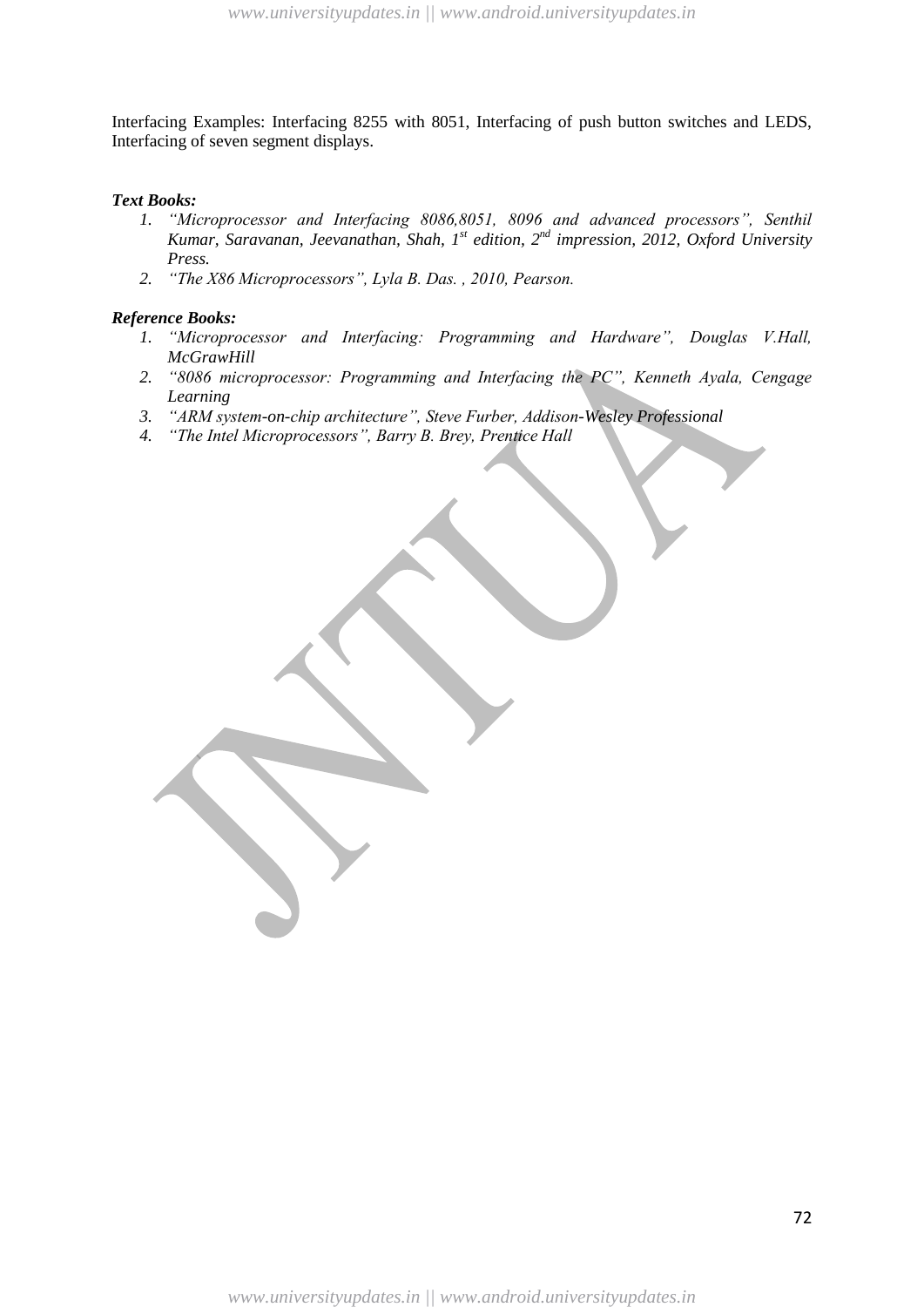Interfacing Examples: Interfacing 8255 with 8051, Interfacing of push button switches and LEDS, Interfacing of seven segment displays.

***Text Books:***

1. *"Microprocessor and Interfacing 8086,8051, 8096 and advanced processors", Senthil Kumar, Saravanan, Jeevanathan, Shah, 1st edition, 2nd impression, 2012, Oxford University Press.*
2. *"The X86 Microprocessors", Lyla B. Das. , 2010, Pearson.*

***Reference Books:***

1. *"Microprocessor and Interfacing: Programming and Hardware", Douglas V.Hall, McGrawHill*
2. *"8086 microprocessor: Programming and Interfacing the PC", Kenneth Ayala, Cengage Learning*
3. *"ARM system-on-chip architecture", Steve Furber, Addison-Wesley Professional*
4. *"The Intel Microprocessors", Barry B. Brey, Prentice Hall*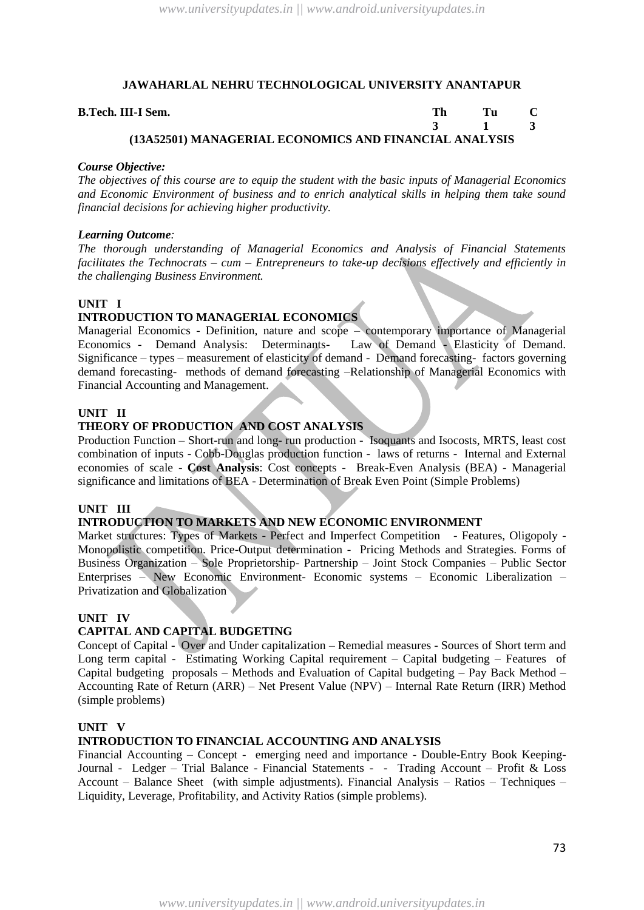**JAWAHARLAL NEHRU TECHNOLOGICAL UNIVERSITY ANANTAPUR**

| **B.Tech. III-I Sem.** | **Th** | **Tu** | **C** |
|---|---|---|---|
| | **3** | **1** | **3** |

## (13A52501) MANAGERIAL ECONOMICS AND FINANCIAL ANALYSIS

***Course Objective:***
*The objectives of this course are to equip the student with the basic inputs of Managerial Economics and Economic Environment of business and to enrich analytical skills in helping them take sound financial decisions for achieving higher productivity.*

***Learning Outcome:***
*The thorough understanding of Managerial Economics and Analysis of Financial Statements facilitates the Technocrats – cum – Entrepreneurs to take-up decisions effectively and efficiently in the challenging Business Environment.*

### UNIT I

### INTRODUCTION TO MANAGERIAL ECONOMICS

Managerial Economics - Definition, nature and scope – contemporary importance of Managerial Economics - Demand Analysis: Determinants- Law of Demand - Elasticity of Demand. Significance – types – measurement of elasticity of demand - Demand forecasting- factors governing demand forecasting- methods of demand forecasting –Relationship of Managerial Economics with Financial Accounting and Management.

### UNIT II

### THEORY OF PRODUCTION AND COST ANALYSIS

Production Function – Short-run and long- run production - Isoquants and Isocosts, MRTS, least cost combination of inputs - Cobb-Douglas production function - laws of returns - Internal and External economies of scale - **Cost Analysis**: Cost concepts - Break-Even Analysis (BEA) - Managerial significance and limitations of BEA - Determination of Break Even Point (Simple Problems)

### UNIT III

### INTRODUCTION TO MARKETS AND NEW ECONOMIC ENVIRONMENT

Market structures: Types of Markets - Perfect and Imperfect Competition - Features, Oligopoly - Monopolistic competition. Price-Output determination - Pricing Methods and Strategies. Forms of Business Organization – Sole Proprietorship- Partnership – Joint Stock Companies – Public Sector Enterprises – New Economic Environment- Economic systems – Economic Liberalization – Privatization and Globalization

### UNIT IV

### CAPITAL AND CAPITAL BUDGETING

Concept of Capital - Over and Under capitalization – Remedial measures - Sources of Short term and Long term capital - Estimating Working Capital requirement – Capital budgeting – Features of Capital budgeting proposals – Methods and Evaluation of Capital budgeting – Pay Back Method – Accounting Rate of Return (ARR) – Net Present Value (NPV) – Internal Rate Return (IRR) Method (simple problems)

### UNIT V

### INTRODUCTION TO FINANCIAL ACCOUNTING AND ANALYSIS

Financial Accounting – Concept - emerging need and importance - Double-Entry Book Keeping- Journal - Ledger – Trial Balance - Financial Statements - - Trading Account – Profit & Loss Account – Balance Sheet (with simple adjustments). Financial Analysis – Ratios – Techniques – Liquidity, Leverage, Profitability, and Activity Ratios (simple problems).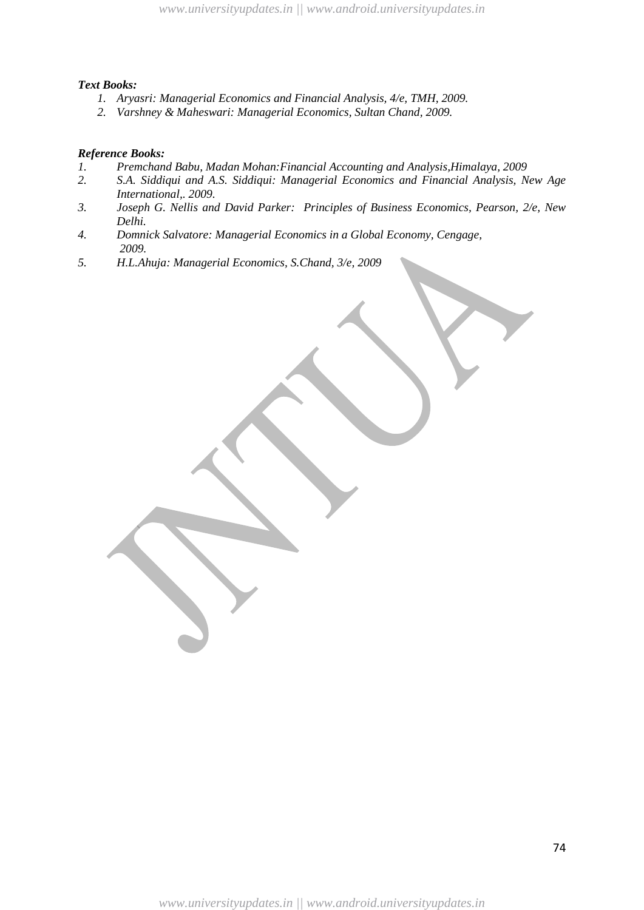***Text Books:***

1. *Aryasri: Managerial Economics and Financial Analysis, 4/e, TMH, 2009.*
2. *Varshney & Maheswari: Managerial Economics, Sultan Chand, 2009.*

***Reference Books:***

1. *Premchand Babu, Madan Mohan:Financial Accounting and Analysis,Himalaya, 2009*
2. *S.A. Siddiqui and A.S. Siddiqui: Managerial Economics and Financial Analysis, New Age International,. 2009.*
3. *Joseph G. Nellis and David Parker: Principles of Business Economics, Pearson, 2/e, New Delhi.*
4. *Domnick Salvatore: Managerial Economics in a Global Economy, Cengage, 2009.*
5. *H.L.Ahuja: Managerial Economics, S.Chand, 3/e, 2009*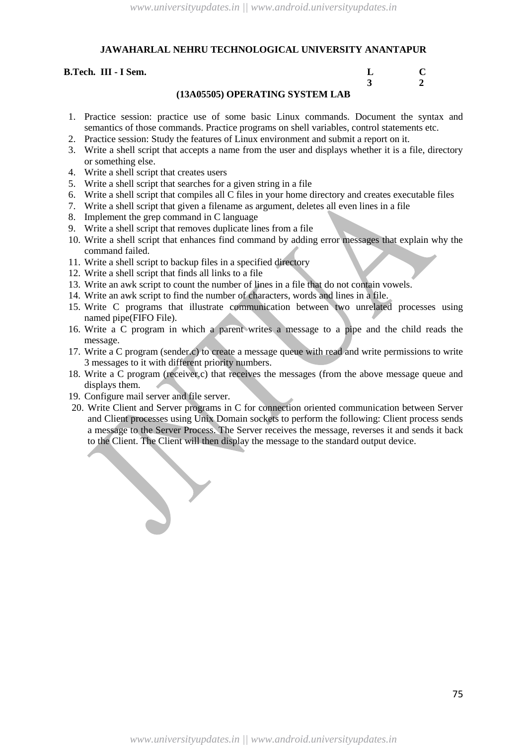**JAWAHARLAL NEHRU TECHNOLOGICAL UNIVERSITY ANANTAPUR**

**B.Tech. III - I Sem.**

| | L | C |
|---|---|---|
| | 3 | 2 |

## (13A05505) OPERATING SYSTEM LAB

1. Practice session: practice use of some basic Linux commands. Document the syntax and semantics of those commands. Practice programs on shell variables, control statements etc.
2. Practice session: Study the features of Linux environment and submit a report on it.
3. Write a shell script that accepts a name from the user and displays whether it is a file, directory or something else.
4. Write a shell script that creates users
5. Write a shell script that searches for a given string in a file
6. Write a shell script that compiles all C files in your home directory and creates executable files
7. Write a shell script that given a filename as argument, deletes all even lines in a file
8. Implement the grep command in C language
9. Write a shell script that removes duplicate lines from a file
10. Write a shell script that enhances find command by adding error messages that explain why the command failed.
11. Write a shell script to backup files in a specified directory
12. Write a shell script that finds all links to a file
13. Write an awk script to count the number of lines in a file that do not contain vowels.
14. Write an awk script to find the number of characters, words and lines in a file.
15. Write C programs that illustrate communication between two unrelated processes using named pipe(FIFO File).
16. Write a C program in which a parent writes a message to a pipe and the child reads the message.
17. Write a C program (sender.c) to create a message queue with read and write permissions to write 3 messages to it with different priority numbers.
18. Write a C program (receiver.c) that receives the messages (from the above message queue and displays them.
19. Configure mail server and file server.
20. Write Client and Server programs in C for connection oriented communication between Server and Client processes using Unix Domain sockets to perform the following: Client process sends a message to the Server Process. The Server receives the message, reverses it and sends it back to the Client. The Client will then display the message to the standard output device.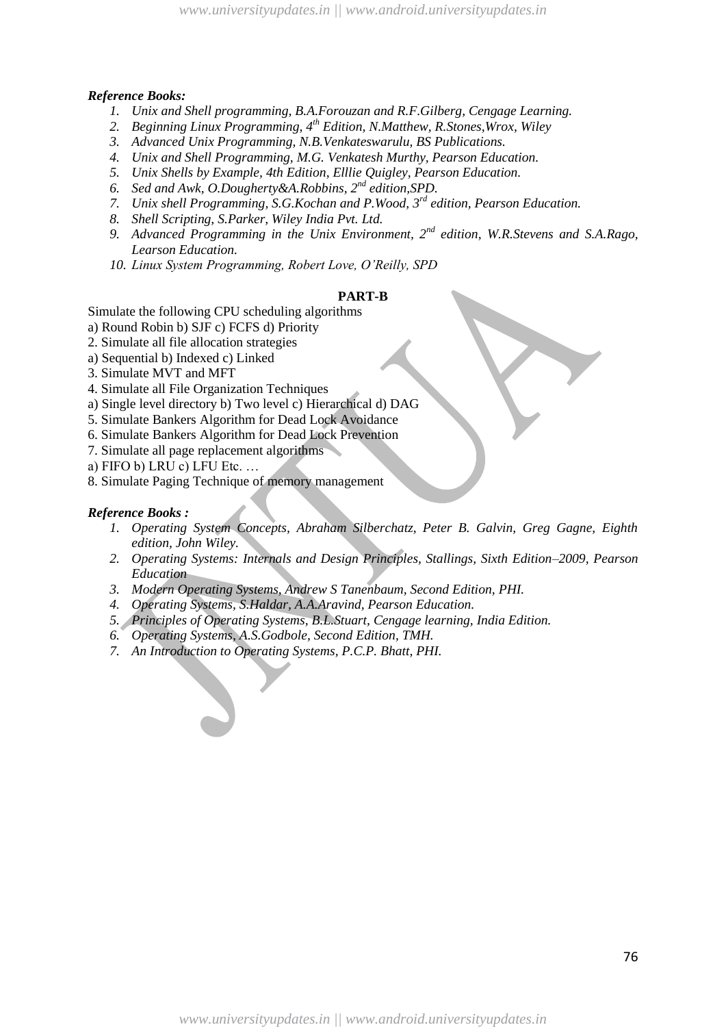***Reference Books:***

1. *Unix and Shell programming, B.A.Forouzan and R.F.Gilberg, Cengage Learning.*
2. *Beginning Linux Programming, 4th Edition, N.Matthew, R.Stones,Wrox, Wiley*
3. *Advanced Unix Programming, N.B.Venkateswarulu, BS Publications.*
4. *Unix and Shell Programming, M.G. Venkatesh Murthy, Pearson Education.*
5. *Unix Shells by Example, 4th Edition, Elllie Quigley, Pearson Education.*
6. *Sed and Awk, O.Dougherty&A.Robbins, 2nd edition,SPD.*
7. *Unix shell Programming, S.G.Kochan and P.Wood, 3rd edition, Pearson Education.*
8. *Shell Scripting, S.Parker, Wiley India Pvt. Ltd.*
9. *Advanced Programming in the Unix Environment, 2nd edition, W.R.Stevens and S.A.Rago, Learson Education.*
10. *Linux System Programming, Robert Love, O'Reilly, SPD*

**PART-B**

Simulate the following CPU scheduling algorithms
a) Round Robin b) SJF c) FCFS d) Priority
2. Simulate all file allocation strategies
a) Sequential b) Indexed c) Linked
3. Simulate MVT and MFT
4. Simulate all File Organization Techniques
a) Single level directory b) Two level c) Hierarchical d) DAG
5. Simulate Bankers Algorithm for Dead Lock Avoidance
6. Simulate Bankers Algorithm for Dead Lock Prevention
7. Simulate all page replacement algorithms
a) FIFO b) LRU c) LFU Etc. …
8. Simulate Paging Technique of memory management

***Reference Books :***

1. *Operating System Concepts, Abraham Silberchatz, Peter B. Galvin, Greg Gagne, Eighth edition, John Wiley.*
2. *Operating Systems: Internals and Design Principles, Stallings, Sixth Edition–2009, Pearson Education*
3. *Modern Operating Systems, Andrew S Tanenbaum, Second Edition, PHI.*
4. *Operating Systems, S.Haldar, A.A.Aravind, Pearson Education.*
5. *Principles of Operating Systems, B.L.Stuart, Cengage learning, India Edition.*
6. *Operating Systems, A.S.Godbole, Second Edition, TMH.*
7. *An Introduction to Operating Systems, P.C.P. Bhatt, PHI.*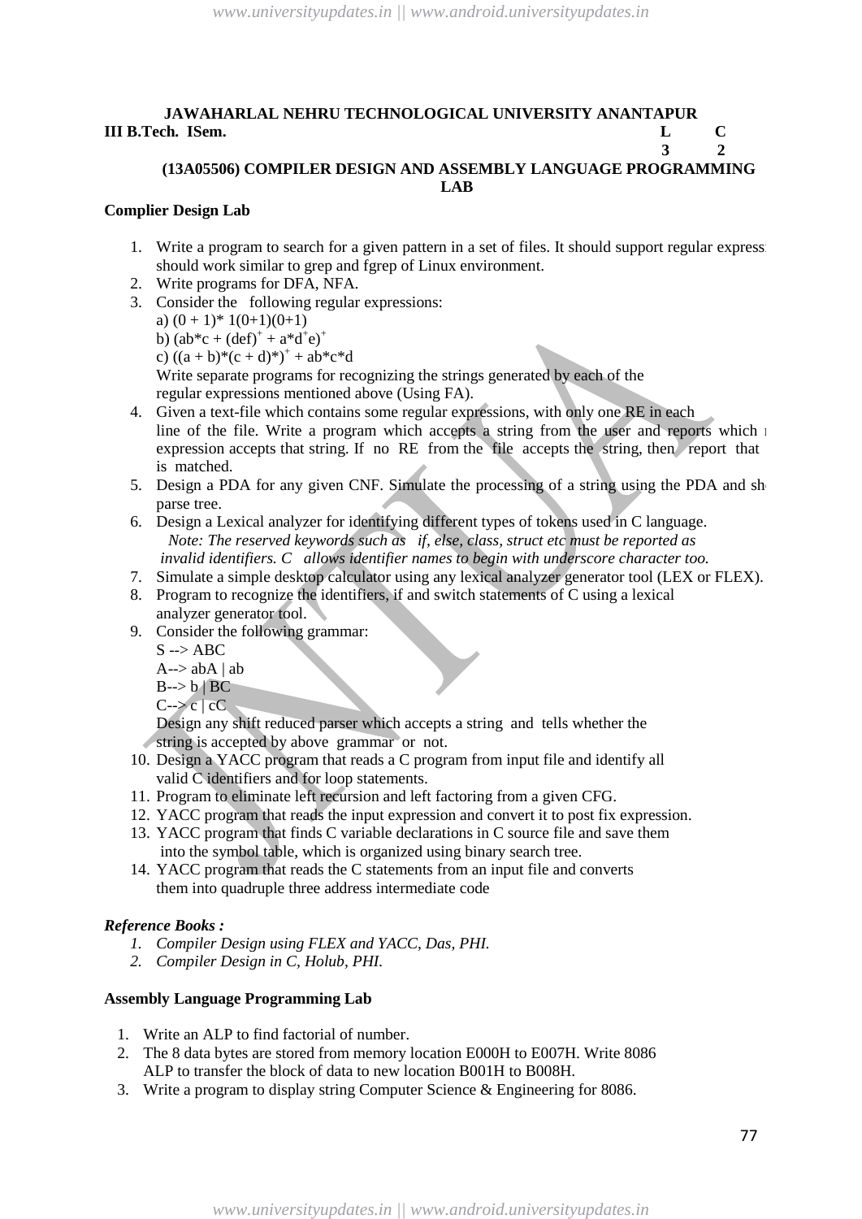**JAWAHARLAL NEHRU TECHNOLOGICAL UNIVERSITY ANANTAPUR**

**III B.Tech. ISem.** **L** **C**
**3** **2**

## (13A05506) COMPILER DESIGN AND ASSEMBLY LANGUAGE PROGRAMMING LAB

**Complier Design Lab**

1. Write a program to search for a given pattern in a set of files. It should support regular express should work similar to grep and fgrep of Linux environment.
2. Write programs for DFA, NFA.
3. Consider the following regular expressions:
   a) $(0 + 1)^* 1(0+1)(0+1)$
   b) $(ab^*c + (def)^+ + a^*d^+e)^+$
   c) $((a + b)^*(c + d)^*)^+ + ab^*c^*d$
   Write separate programs for recognizing the strings generated by each of the regular expressions mentioned above (Using FA).
4. Given a text-file which contains some regular expressions, with only one RE in each line of the file. Write a program which accepts a string from the user and reports which expression accepts that string. If no RE from the file accepts the string, then report that is matched.
5. Design a PDA for any given CNF. Simulate the processing of a string using the PDA and sh parse tree.
6. Design a Lexical analyzer for identifying different types of tokens used in C language.
   *Note: The reserved keywords such as if, else, class, struct etc must be reported as invalid identifiers. C allows identifier names to begin with underscore character too.*
7. Simulate a simple desktop calculator using any lexical analyzer generator tool (LEX or FLEX).
8. Program to recognize the identifiers, if and switch statements of C using a lexical analyzer generator tool.
9. Consider the following grammar:
   S --> ABC
   A--> abA | ab
   B--> b | BC
   C--> c | cC
   Design any shift reduced parser which accepts a string and tells whether the string is accepted by above grammar or not.
10. Design a YACC program that reads a C program from input file and identify all valid C identifiers and for loop statements.
11. Program to eliminate left recursion and left factoring from a given CFG.
12. YACC program that reads the input expression and convert it to post fix expression.
13. YACC program that finds C variable declarations in C source file and save them into the symbol table, which is organized using binary search tree.
14. YACC program that reads the C statements from an input file and converts them into quadruple three address intermediate code

***Reference Books :***

1. *Compiler Design using FLEX and YACC, Das, PHI.*
2. *Compiler Design in C, Holub, PHI.*

**Assembly Language Programming Lab**

1. Write an ALP to find factorial of number.
2. The 8 data bytes are stored from memory location E000H to E007H. Write 8086 ALP to transfer the block of data to new location B001H to B008H.
3. Write a program to display string Computer Science & Engineering for 8086.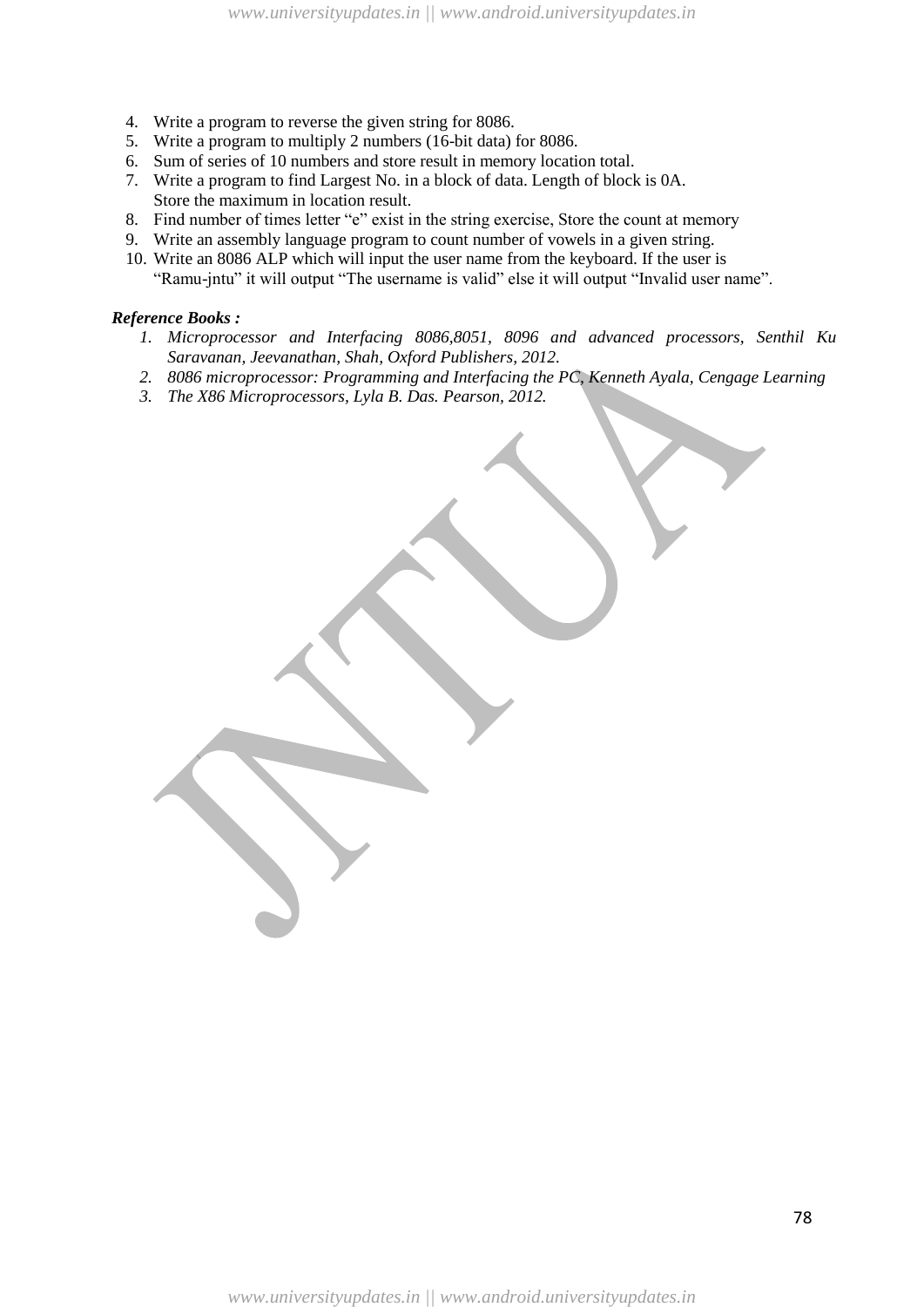4. Write a program to reverse the given string for 8086.
5. Write a program to multiply 2 numbers (16-bit data) for 8086.
6. Sum of series of 10 numbers and store result in memory location total.
7. Write a program to find Largest No. in a block of data. Length of block is 0A. Store the maximum in location result.
8. Find number of times letter "e" exist in the string exercise, Store the count at memory
9. Write an assembly language program to count number of vowels in a given string.
10. Write an 8086 ALP which will input the user name from the keyboard. If the user is "Ramu-jntu" it will output "The username is valid" else it will output "Invalid user name".

***Reference Books :***

1. *Microprocessor and Interfacing 8086,8051, 8096 and advanced processors, Senthil Ku Saravanan, Jeevanathan, Shah, Oxford Publishers, 2012.*
2. *8086 microprocessor: Programming and Interfacing the PC, Kenneth Ayala, Cengage Learning*
3. *The X86 Microprocessors, Lyla B. Das. Pearson, 2012.*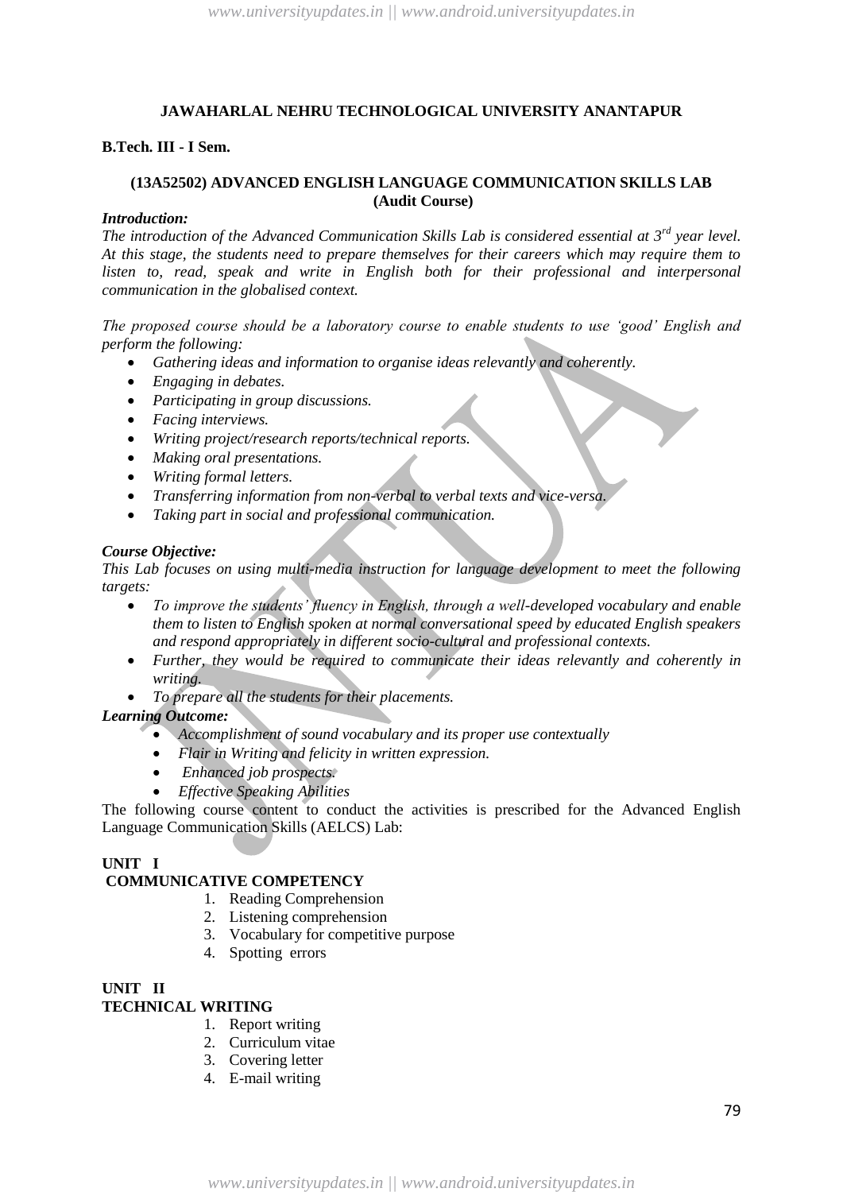**JAWAHARLAL NEHRU TECHNOLOGICAL UNIVERSITY ANANTAPUR**

**B.Tech. III - I Sem.**

**(13A52502) ADVANCED ENGLISH LANGUAGE COMMUNICATION SKILLS LAB (Audit Course)**

***Introduction:***

*The introduction of the Advanced Communication Skills Lab is considered essential at 3rd year level. At this stage, the students need to prepare themselves for their careers which may require them to listen to, read, speak and write in English both for their professional and interpersonal communication in the globalised context.*

*The proposed course should be a laboratory course to enable students to use 'good' English and perform the following:*

- *Gathering ideas and information to organise ideas relevantly and coherently.*
- *Engaging in debates.*
- *Participating in group discussions.*
- *Facing interviews.*
- *Writing project/research reports/technical reports.*
- *Making oral presentations.*
- *Writing formal letters.*
- *Transferring information from non-verbal to verbal texts and vice-versa.*
- *Taking part in social and professional communication.*

***Course Objective:***

*This Lab focuses on using multi-media instruction for language development to meet the following targets:*

- *To improve the students' fluency in English, through a well-developed vocabulary and enable them to listen to English spoken at normal conversational speed by educated English speakers and respond appropriately in different socio-cultural and professional contexts.*
- *Further, they would be required to communicate their ideas relevantly and coherently in writing.*
- *To prepare all the students for their placements.*

***Learning Outcome:***

- *Accomplishment of sound vocabulary and its proper use contextually*
- *Flair in Writing and felicity in written expression.*
- *Enhanced job prospects.*
- *Effective Speaking Abilities*

The following course content to conduct the activities is prescribed for the Advanced English Language Communication Skills (AELCS) Lab:

**UNIT I**

**COMMUNICATIVE COMPETENCY**

1. Reading Comprehension
2. Listening comprehension
3. Vocabulary for competitive purpose
4. Spotting errors

**UNIT II**

**TECHNICAL WRITING**

1. Report writing
2. Curriculum vitae
3. Covering letter
4. E-mail writing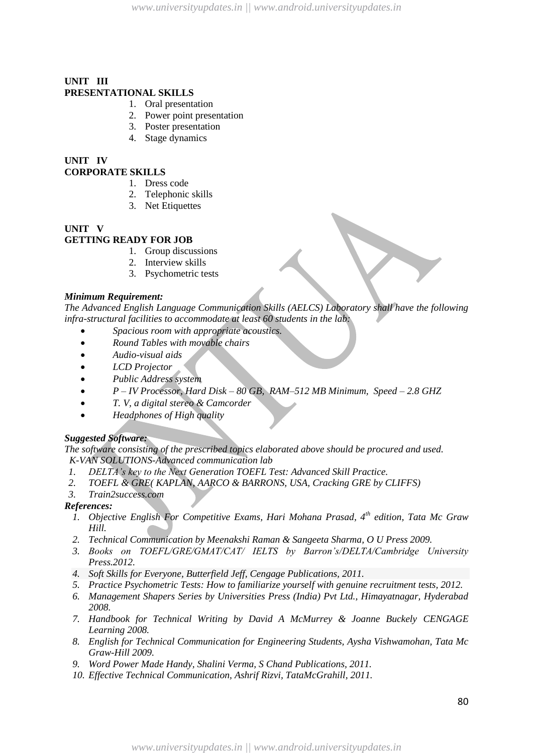**UNIT III**
**PRESENTATIONAL SKILLS**

1. Oral presentation
2. Power point presentation
3. Poster presentation
4. Stage dynamics

**UNIT IV**
**CORPORATE SKILLS**

1. Dress code
2. Telephonic skills
3. Net Etiquettes

**UNIT V**
**GETTING READY FOR JOB**

1. Group discussions
2. Interview skills
3. Psychometric tests

***Minimum Requirement:***

*The Advanced English Language Communication Skills (AELCS) Laboratory shall have the following infra-structural facilities to accommodate at least 60 students in the lab:*

- *Spacious room with appropriate acoustics.*
- *Round Tables with movable chairs*
- *Audio-visual aids*
- *LCD Projector*
- *Public Address system*
- *P – IV Processor, Hard Disk – 80 GB, RAM–512 MB Minimum, Speed – 2.8 GHZ*
- *T. V, a digital stereo & Camcorder*
- *Headphones of High quality*

***Suggested Software:***

*The software consisting of the prescribed topics elaborated above should be procured and used.*

*K-VAN SOLUTIONS-Advanced communication lab*

1. *DELTA's key to the Next Generation TOEFL Test: Advanced Skill Practice.*
2. *TOEFL & GRE( KAPLAN, AARCO & BARRONS, USA, Cracking GRE by CLIFFS)*
3. *Train2success.com*

***References:***

1. *Objective English For Competitive Exams, Hari Mohana Prasad, 4th edition, Tata Mc Graw Hill.*
2. *Technical Communication by Meenakshi Raman & Sangeeta Sharma, O U Press 2009.*
3. *Books on TOEFL/GRE/GMAT/CAT/ IELTS by Barron's/DELTA/Cambridge University Press.2012.*
4. *Soft Skills for Everyone, Butterfield Jeff, Cengage Publications, 2011.*
5. *Practice Psychometric Tests: How to familiarize yourself with genuine recruitment tests, 2012.*
6. *Management Shapers Series by Universities Press (India) Pvt Ltd., Himayatnagar, Hyderabad 2008.*
7. *Handbook for Technical Writing by David A McMurrey & Joanne Buckely CENGAGE Learning 2008.*
8. *English for Technical Communication for Engineering Students, Aysha Vishwamohan, Tata Mc Graw-Hill 2009.*
9. *Word Power Made Handy, Shalini Verma, S Chand Publications, 2011.*
10. *Effective Technical Communication, Ashrif Rizvi, TataMcGrahill, 2011.*